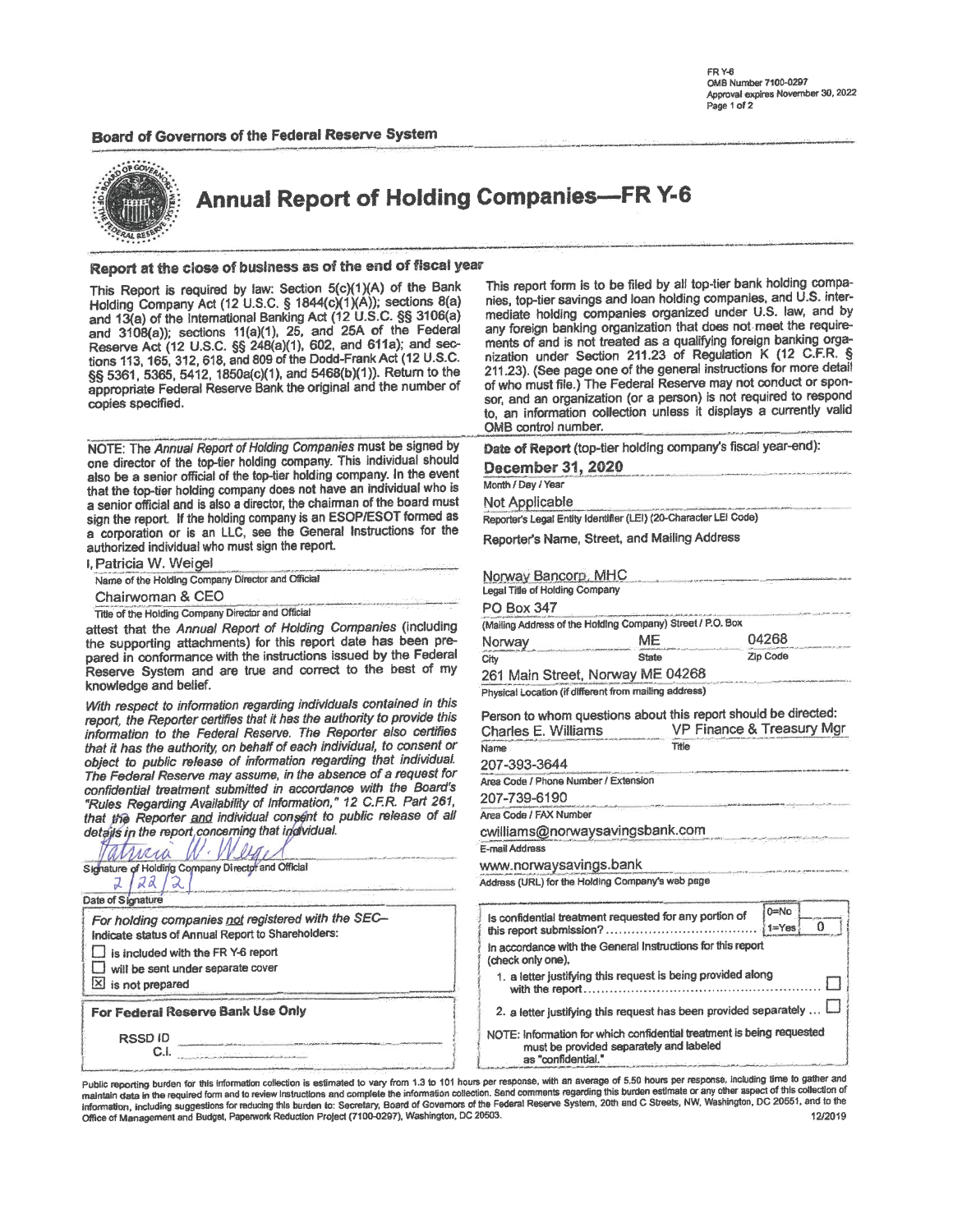FR Y-6
OMB Number 7100-0297
Approval expires November 30, 2022
Page 1 of 2

**Board of Governors of the Federal Reserve System**

# Annual Report of Holding Companies—FR Y-6

### Report at the close of business as of the end of fiscal year

This Report is required by law: Section 5(c)(1)(A) of the Bank Holding Company Act (12 U.S.C. § 1844(c)(1)(A)); sections 8(a) and 13(a) of the International Banking Act (12 U.S.C. §§ 3106(a) and 3108(a)); sections 11(a)(1), 25, and 25A of the Federal Reserve Act (12 U.S.C. §§ 248(a)(1), 602, and 611a); and sections 113, 165, 312, 618, and 809 of the Dodd-Frank Act (12 U.S.C. §§ 5361, 5365, 5412, 1850a(c)(1), and 5468(b)(1)). Return to the appropriate Federal Reserve Bank the original and the number of copies specified.

This report form is to be filed by all top-tier bank holding companies, top-tier savings and loan holding companies, and U.S. intermediate holding companies organized under U.S. law, and by any foreign banking organization that does not meet the requirements of and is not treated as a qualifying foreign banking organization under Section 211.23 of Regulation K (12 C.F.R. § 211.23). (See page one of the general instructions for more detail of who must file.) The Federal Reserve may not conduct or sponsor, and an organization (or a person) is not required to respond to, an information collection unless it displays a currently valid OMB control number.

NOTE: The *Annual Report of Holding Companies* must be signed by one director of the top-tier holding company. This individual should also be a senior official of the top-tier holding company. In the event that the top-tier holding company does not have an individual who is a senior official and is also a director, the chairman of the board must sign the report. If the holding company is an ESOP/ESOT formed as a corporation or is an LLC, see the General Instructions for the authorized individual who must sign the report.

I, Patricia W. Weigel
Name of the Holding Company Director and Official

Chairwoman & CEO
Title of the Holding Company Director and Official

attest that the *Annual Report of Holding Companies* (including the supporting attachments) for this report date has been prepared in conformance with the instructions issued by the Federal Reserve System and are true and correct to the best of my knowledge and belief.

*With respect to information regarding individuals contained in this report, the Reporter certifies that it has the authority to provide this information to the Federal Reserve. The Reporter also certifies that it has the authority, on behalf of each individual, to consent or object to public release of information regarding that individual. The Federal Reserve may assume, in the absence of a request for confidential treatment submitted in accordance with the Board's "Rules Regarding Availability of Information," 12 C.F.R. Part 261, that the Reporter and individual consent to public release of all details in the report concerning that individual.*

Patricia W. Weigel
Signature of Holding Company Director and Official

2/22/21
Date of Signature

*For holding companies not registered with the SEC—*
Indicate status of Annual Report to Shareholders:

- ☐ is included with the FR Y-6 report
- ☐ will be sent under separate cover
- ☒ is not prepared

**For Federal Reserve Bank Use Only**

RSSD ID
C.I.

**Date of Report** (top-tier holding company's fiscal year-end):

**December 31, 2020**
Month / Day / Year

Not Applicable
Reporter's Legal Entity Identifier (LEI) (20-Character LEI Code)

**Reporter's Name, Street, and Mailing Address**

Norway Bancorp, MHC
Legal Title of Holding Company

PO Box 347
(Mailing Address of the Holding Company) Street / P.O. Box

Norway | ME | 04268
City | State | Zip Code

261 Main Street, Norway ME 04268
Physical Location (if different from mailing address)

Person to whom questions about this report should be directed:

Charles E. Williams — VP Finance & Treasury Mgr
Name — Title

207-393-3644
Area Code / Phone Number / Extension

207-739-6190
Area Code / FAX Number

cwilliams@norwaysavingsbank.com
E-mail Address

www.norwaysavings.bank
Address (URL) for the Holding Company's web page

Is confidential treatment requested for any portion of this report submission? (0=No, 1=Yes) 0

In accordance with the General Instructions for this report (check only one),

1. a letter justifying this request is being provided along with the report ☐
2. a letter justifying this request has been provided separately ... ☐

NOTE: Information for which confidential treatment is being requested must be provided separately and labeled as "confidential."

Public reporting burden for this information collection is estimated to vary from 1.3 to 101 hours per response, with an average of 5.50 hours per response, including time to gather and maintain data in the required form and to review instructions and complete the information collection. Send comments regarding this burden estimate or any other aspect of this collection of information, including suggestions for reducing this burden to: Secretary, Board of Governors of the Federal Reserve System, 20th and C Streets, NW, Washington, DC 20551, and to the Office of Management and Budget, Paperwork Reduction Project (7100-0297), Washington, DC 20503.

12/2019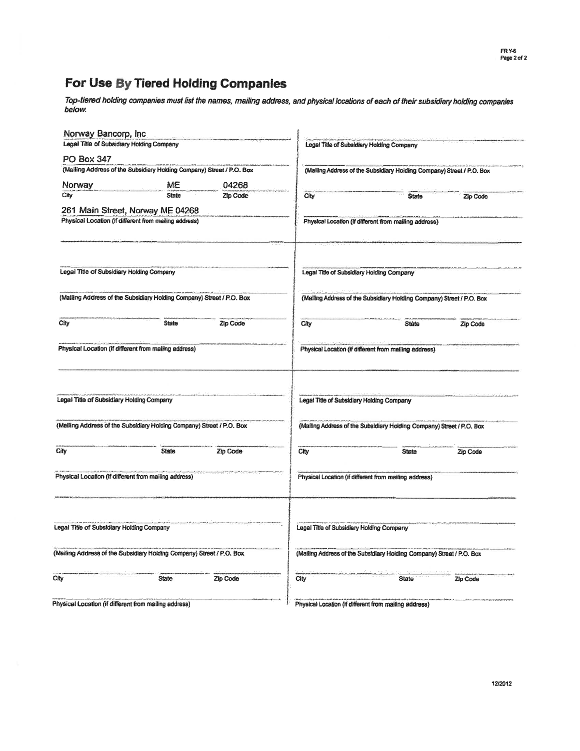# For Use By Tiered Holding Companies

*Top-tiered holding companies must list the names, mailing address, and physical locations of each of their subsidiary holding companies below.*

Norway Bancorp, Inc
Legal Title of Subsidiary Holding Company

PO Box 347
(Mailing Address of the Subsidiary Holding Company) Street / P.O. Box

| City | State | Zip Code |
|---|---|---|
| Norway | ME | 04268 |

261 Main Street, Norway ME 04268
Physical Location (if different from mailing address)

---

Legal Title of Subsidiary Holding Company

(Mailing Address of the Subsidiary Holding Company) Street / P.O. Box

City | State | Zip Code

Physical Location (if different from mailing address)

---

Legal Title of Subsidiary Holding Company

(Mailing Address of the Subsidiary Holding Company) Street / P.O. Box

City | State | Zip Code

Physical Location (if different from mailing address)

---

Legal Title of Subsidiary Holding Company

(Mailing Address of the Subsidiary Holding Company) Street / P.O. Box

City | State | Zip Code

Physical Location (if different from mailing address)

---

Legal Title of Subsidiary Holding Company

(Mailing Address of the Subsidiary Holding Company) Street / P.O. Box

City | State | Zip Code

Physical Location (if different from mailing address)

---

Legal Title of Subsidiary Holding Company

(Mailing Address of the Subsidiary Holding Company) Street / P.O. Box

City | State | Zip Code

Physical Location (if different from mailing address)

---

Legal Title of Subsidiary Holding Company

(Mailing Address of the Subsidiary Holding Company) Street / P.O. Box

City | State | Zip Code

Physical Location (if different from mailing address)

---

Legal Title of Subsidiary Holding Company

(Mailing Address of the Subsidiary Holding Company) Street / P.O. Box

City | State | Zip Code

Physical Location (if different from mailing address)

12/2012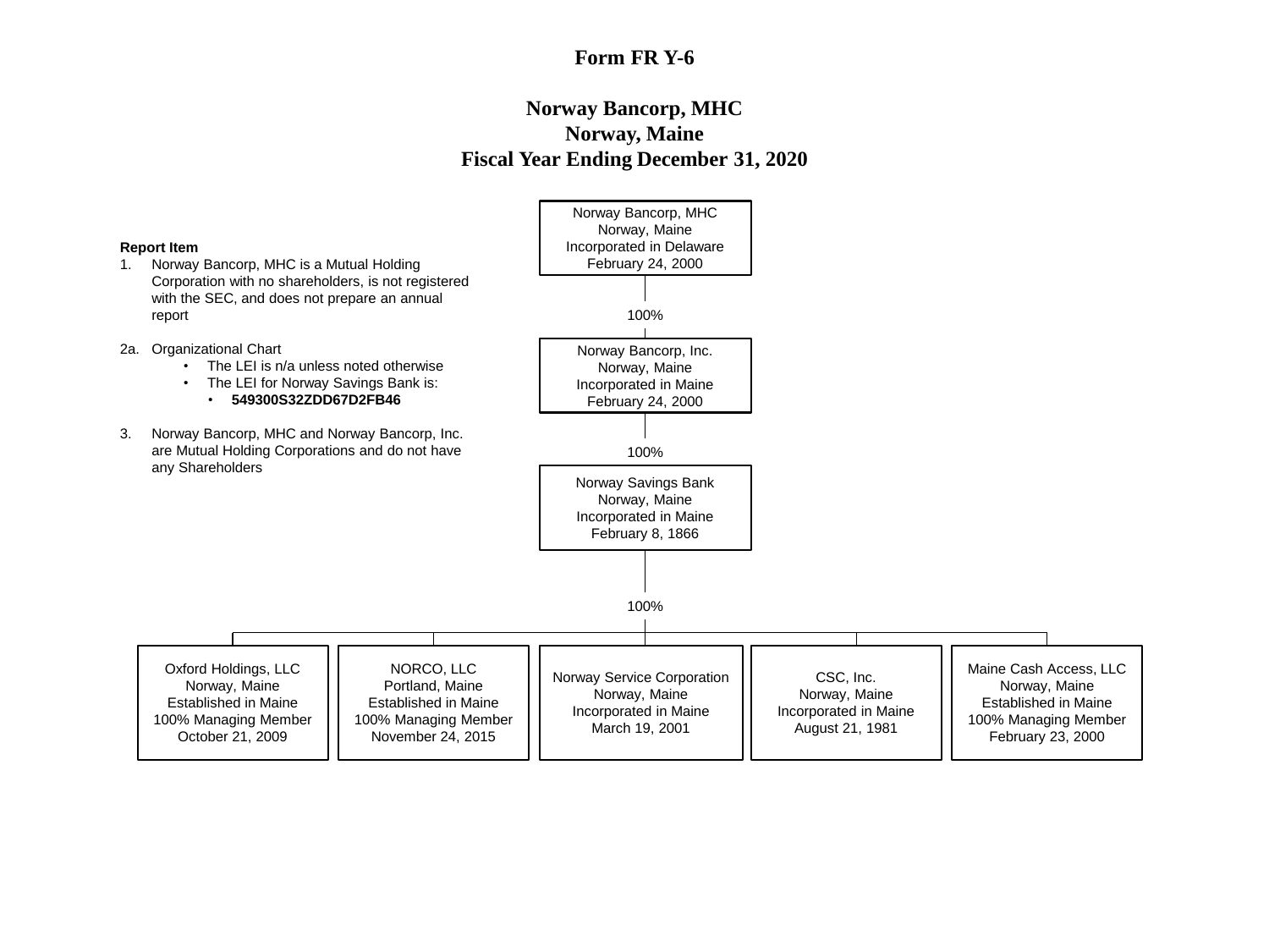# Form FR Y-6

## Norway Bancorp, MHC
## Norway, Maine
## Fiscal Year Ending December 31, 2020

**Report Item**

1. Norway Bancorp, MHC is a Mutual Holding Corporation with no shareholders, is not registered with the SEC, and does not prepare an annual report

2a. Organizational Chart
   - The LEI is n/a unless noted otherwise
   - The LEI for Norway Savings Bank is:
     - **549300S32ZDD67D2FB46**

3. Norway Bancorp, MHC and Norway Bancorp, Inc. are Mutual Holding Corporations and do not have any Shareholders

---

**Norway Bancorp, MHC**
Norway, Maine
Incorporated in Delaware
February 24, 2000

↓ 100%

**Norway Bancorp, Inc.**
Norway, Maine
Incorporated in Maine
February 24, 2000

↓ 100%

**Norway Savings Bank**
Norway, Maine
Incorporated in Maine
February 8, 1866

↓ 100%

| Oxford Holdings, LLC | NORCO, LLC | Norway Service Corporation | CSC, Inc. | Maine Cash Access, LLC |
|---|---|---|---|---|
| Norway, Maine | Portland, Maine | Norway, Maine | Norway, Maine | Norway, Maine |
| Established in Maine | Established in Maine | Incorporated in Maine | Incorporated in Maine | Established in Maine |
| 100% Managing Member | 100% Managing Member | March 19, 2001 | August 21, 1981 | 100% Managing Member |
| October 21, 2009 | November 24, 2015 | | | February 23, 2000 |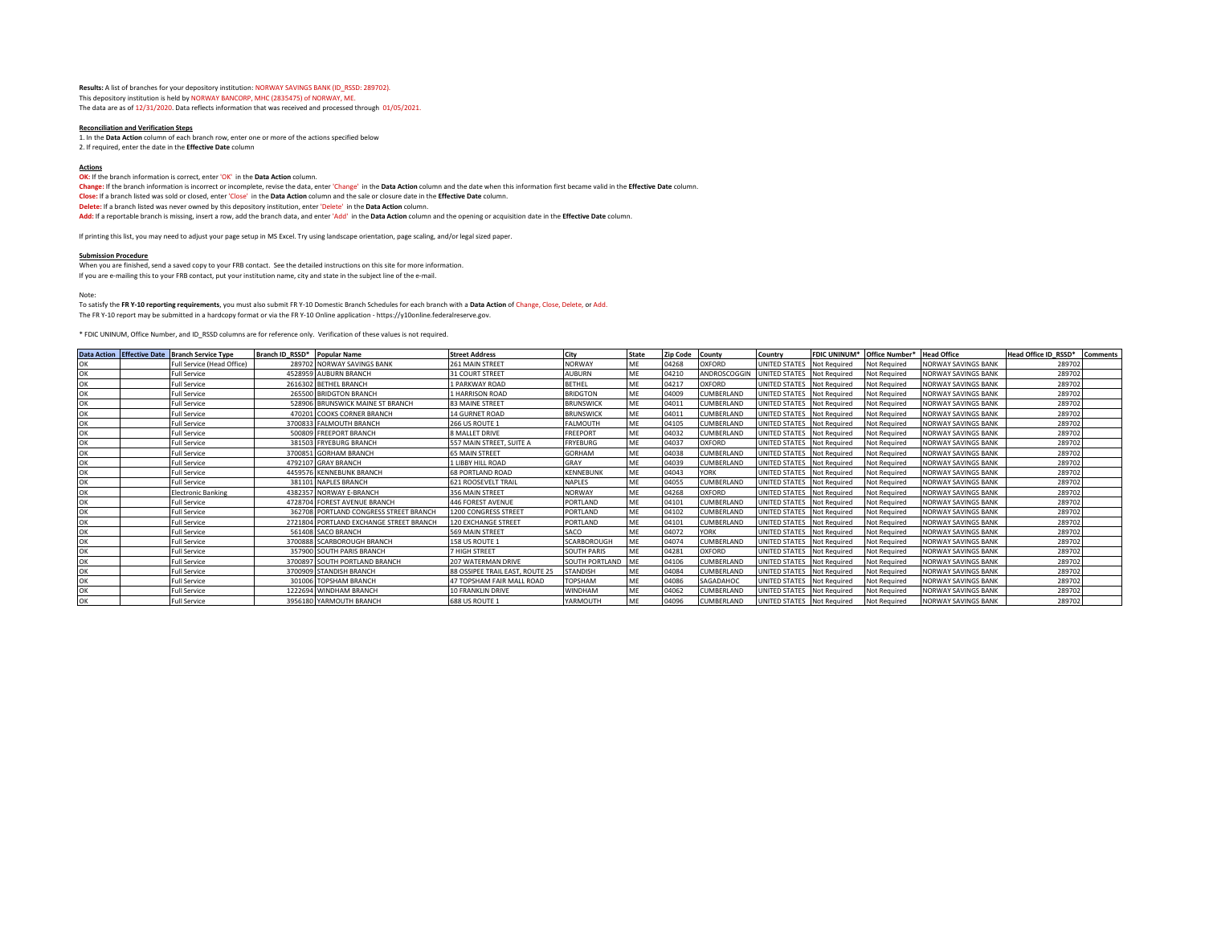**Results:** A list of branches for your depository institution: NORWAY SAVINGS BANK (ID_RSSD: 289702).
This depository institution is held by NORWAY BANCORP, MHC (2835475) of NORWAY, ME.
The data are as of 12/31/2020. Data reflects information that was received and processed through 01/05/2021.

**Reconciliation and Verification Steps**

1. In the **Data Action** column of each branch row, enter one or more of the actions specified below
2. If required, enter the date in the **Effective Date** column

**Actions**

**OK:** If the branch information is correct, enter 'OK' in the **Data Action** column.
**Change:** If the branch information is incorrect or incomplete, revise the data, enter 'Change' in the **Data Action** column and the date when this information first became valid in the **Effective Date** column.
**Close:** If a branch listed was sold or closed, enter 'Close' in the **Data Action** column and the sale or closure date in the **Effective Date** column.
**Delete:** If a branch listed was never owned by this depository institution, enter 'Delete' in the **Data Action** column.
**Add:** If a reportable branch is missing, insert a row, add the branch data, and enter 'Add' in the **Data Action** column and the opening or acquisition date in the **Effective Date** column.

If printing this list, you may need to adjust your page setup in MS Excel. Try using landscape orientation, page scaling, and/or legal sized paper.

**Submission Procedure**

When you are finished, send a saved copy to your FRB contact. See the detailed instructions on this site for more information.
If you are e-mailing this to your FRB contact, put your institution name, city and state in the subject line of the e-mail.

Note:
To satisfy the **FR Y-10 reporting requirements**, you must also submit FR Y-10 Domestic Branch Schedules for each branch with a **Data Action** of Change, Close, Delete, or Add.
The FR Y-10 report may be submitted in a hardcopy format or via the FR Y-10 Online application - https://y10online.federalreserve.gov.

* FDIC UNINUM, Office Number, and ID_RSSD columns are for reference only. Verification of these values is not required.

| Data Action | Effective Date | Branch Service Type | Branch ID_RSSD* | Popular Name | Street Address | City | State | Zip Code | County | Country | FDIC UNINUM* | Office Number* | Head Office | Head Office ID_RSSD* | Comments |
|---|---|---|---|---|---|---|---|---|---|---|---|---|---|---|---|
| OK | | Full Service (Head Office) | 289702 | NORWAY SAVINGS BANK | 261 MAIN STREET | NORWAY | ME | 04268 | OXFORD | UNITED STATES | Not Required | Not Required | NORWAY SAVINGS BANK | 289702 | |
| OK | | Full Service | 4528959 | AUBURN BRANCH | 31 COURT STREET | AUBURN | ME | 04210 | ANDROSCOGGIN | UNITED STATES | Not Required | Not Required | NORWAY SAVINGS BANK | 289702 | |
| OK | | Full Service | 2616302 | BETHEL BRANCH | 1 PARKWAY ROAD | BETHEL | ME | 04217 | OXFORD | UNITED STATES | Not Required | Not Required | NORWAY SAVINGS BANK | 289702 | |
| OK | | Full Service | 265500 | BRIDGTON BRANCH | 1 HARRISON ROAD | BRIDGTON | ME | 04009 | CUMBERLAND | UNITED STATES | Not Required | Not Required | NORWAY SAVINGS BANK | 289702 | |
| OK | | Full Service | 528906 | BRUNSWICK MAINE ST BRANCH | 83 MAINE STREET | BRUNSWICK | ME | 04011 | CUMBERLAND | UNITED STATES | Not Required | Not Required | NORWAY SAVINGS BANK | 289702 | |
| OK | | Full Service | 470201 | COOKS CORNER BRANCH | 14 GURNET ROAD | BRUNSWICK | ME | 04011 | CUMBERLAND | UNITED STATES | Not Required | Not Required | NORWAY SAVINGS BANK | 289702 | |
| OK | | Full Service | 3700833 | FALMOUTH BRANCH | 266 US ROUTE 1 | FALMOUTH | ME | 04105 | CUMBERLAND | UNITED STATES | Not Required | Not Required | NORWAY SAVINGS BANK | 289702 | |
| OK | | Full Service | 500809 | FREEPORT BRANCH | 8 MALLET DRIVE | FREEPORT | ME | 04032 | CUMBERLAND | UNITED STATES | Not Required | Not Required | NORWAY SAVINGS BANK | 289702 | |
| OK | | Full Service | 381503 | FRYEBURG BRANCH | 557 MAIN STREET, SUITE A | FRYEBURG | ME | 04037 | OXFORD | UNITED STATES | Not Required | Not Required | NORWAY SAVINGS BANK | 289702 | |
| OK | | Full Service | 3700851 | GORHAM BRANCH | 65 MAIN STREET | GORHAM | ME | 04038 | CUMBERLAND | UNITED STATES | Not Required | Not Required | NORWAY SAVINGS BANK | 289702 | |
| OK | | Full Service | 4792107 | GRAY BRANCH | 1 LIBBY HILL ROAD | GRAY | ME | 04039 | CUMBERLAND | UNITED STATES | Not Required | Not Required | NORWAY SAVINGS BANK | 289702 | |
| OK | | Full Service | 4459576 | KENNEBUNK BRANCH | 68 PORTLAND ROAD | KENNEBUNK | ME | 04043 | YORK | UNITED STATES | Not Required | Not Required | NORWAY SAVINGS BANK | 289702 | |
| OK | | Full Service | 381101 | NAPLES BRANCH | 621 ROOSEVELT TRAIL | NAPLES | ME | 04055 | CUMBERLAND | UNITED STATES | Not Required | Not Required | NORWAY SAVINGS BANK | 289702 | |
| OK | | Electronic Banking | 4382357 | NORWAY E-BRANCH | 356 MAIN STREET | NORWAY | ME | 04268 | OXFORD | UNITED STATES | Not Required | Not Required | NORWAY SAVINGS BANK | 289702 | |
| OK | | Full Service | 4728704 | FOREST AVENUE BRANCH | 446 FOREST AVENUE | PORTLAND | ME | 04101 | CUMBERLAND | UNITED STATES | Not Required | Not Required | NORWAY SAVINGS BANK | 289702 | |
| OK | | Full Service | 362708 | PORTLAND CONGRESS STREET BRANCH | 1200 CONGRESS STREET | PORTLAND | ME | 04102 | CUMBERLAND | UNITED STATES | Not Required | Not Required | NORWAY SAVINGS BANK | 289702 | |
| OK | | Full Service | 2721804 | PORTLAND EXCHANGE STREET BRANCH | 120 EXCHANGE STREET | PORTLAND | ME | 04101 | CUMBERLAND | UNITED STATES | Not Required | Not Required | NORWAY SAVINGS BANK | 289702 | |
| OK | | Full Service | 561408 | SACO BRANCH | 569 MAIN STREET | SACO | ME | 04072 | YORK | UNITED STATES | Not Required | Not Required | NORWAY SAVINGS BANK | 289702 | |
| OK | | Full Service | 3700888 | SCARBOROUGH BRANCH | 158 US ROUTE 1 | SCARBOROUGH | ME | 04074 | CUMBERLAND | UNITED STATES | Not Required | Not Required | NORWAY SAVINGS BANK | 289702 | |
| OK | | Full Service | 357900 | SOUTH PARIS BRANCH | 7 HIGH STREET | SOUTH PARIS | ME | 04281 | OXFORD | UNITED STATES | Not Required | Not Required | NORWAY SAVINGS BANK | 289702 | |
| OK | | Full Service | 3700897 | SOUTH PORTLAND BRANCH | 207 WATERMAN DRIVE | SOUTH PORTLAND | ME | 04106 | CUMBERLAND | UNITED STATES | Not Required | Not Required | NORWAY SAVINGS BANK | 289702 | |
| OK | | Full Service | 3700909 | STANDISH BRANCH | 88 OSSIPEE TRAIL EAST, ROUTE 25 | STANDISH | ME | 04084 | CUMBERLAND | UNITED STATES | Not Required | Not Required | NORWAY SAVINGS BANK | 289702 | |
| OK | | Full Service | 301006 | TOPSHAM BRANCH | 47 TOPSHAM FAIR MALL ROAD | TOPSHAM | ME | 04086 | SAGADAHOC | UNITED STATES | Not Required | Not Required | NORWAY SAVINGS BANK | 289702 | |
| OK | | Full Service | 1222694 | WINDHAM BRANCH | 10 FRANKLIN DRIVE | WINDHAM | ME | 04062 | CUMBERLAND | UNITED STATES | Not Required | Not Required | NORWAY SAVINGS BANK | 289702 | |
| OK | | Full Service | 3956180 | YARMOUTH BRANCH | 688 US ROUTE 1 | YARMOUTH | ME | 04096 | CUMBERLAND | UNITED STATES | Not Required | Not Required | NORWAY SAVINGS BANK | 289702 | |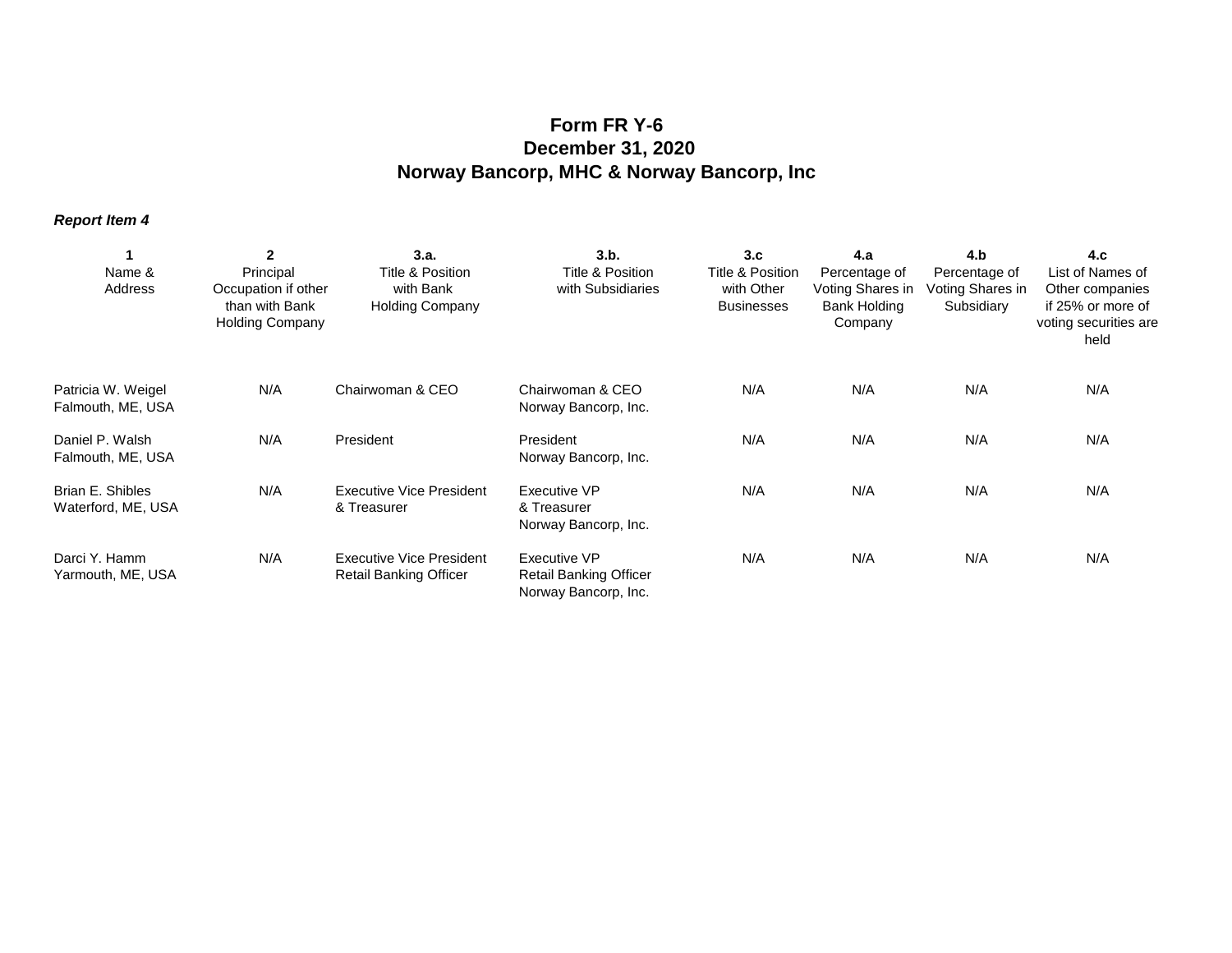# Form FR Y-6
# December 31, 2020
# Norway Bancorp, MHC & Norway Bancorp, Inc

***Report Item 4***

| **1**<br>Name &<br>Address | **2**<br>Principal<br>Occupation if other<br>than with Bank<br>Holding Company | **3.a.**<br>Title & Position<br>with Bank<br>Holding Company | **3.b.**<br>Title & Position<br>with Subsidiaries | **3.c**<br>Title & Position<br>with Other<br>Businesses | **4.a**<br>Percentage of<br>Voting Shares in<br>Bank Holding<br>Company | **4.b**<br>Percentage of<br>Voting Shares in<br>Subsidiary | **4.c**<br>List of Names of<br>Other companies<br>if 25% or more of<br>voting securities are<br>held |
|---|---|---|---|---|---|---|---|
| Patricia W. Weigel<br>Falmouth, ME, USA | N/A | Chairwoman & CEO | Chairwoman & CEO<br>Norway Bancorp, Inc. | N/A | N/A | N/A | N/A |
| Daniel P. Walsh<br>Falmouth, ME, USA | N/A | President | President<br>Norway Bancorp, Inc. | N/A | N/A | N/A | N/A |
| Brian E. Shibles<br>Waterford, ME, USA | N/A | Executive Vice President<br>& Treasurer | Executive VP<br>& Treasurer<br>Norway Bancorp, Inc. | N/A | N/A | N/A | N/A |
| Darci Y. Hamm<br>Yarmouth, ME, USA | N/A | Executive Vice President<br>Retail Banking Officer | Executive VP<br>Retail Banking Officer<br>Norway Bancorp, Inc. | N/A | N/A | N/A | N/A |